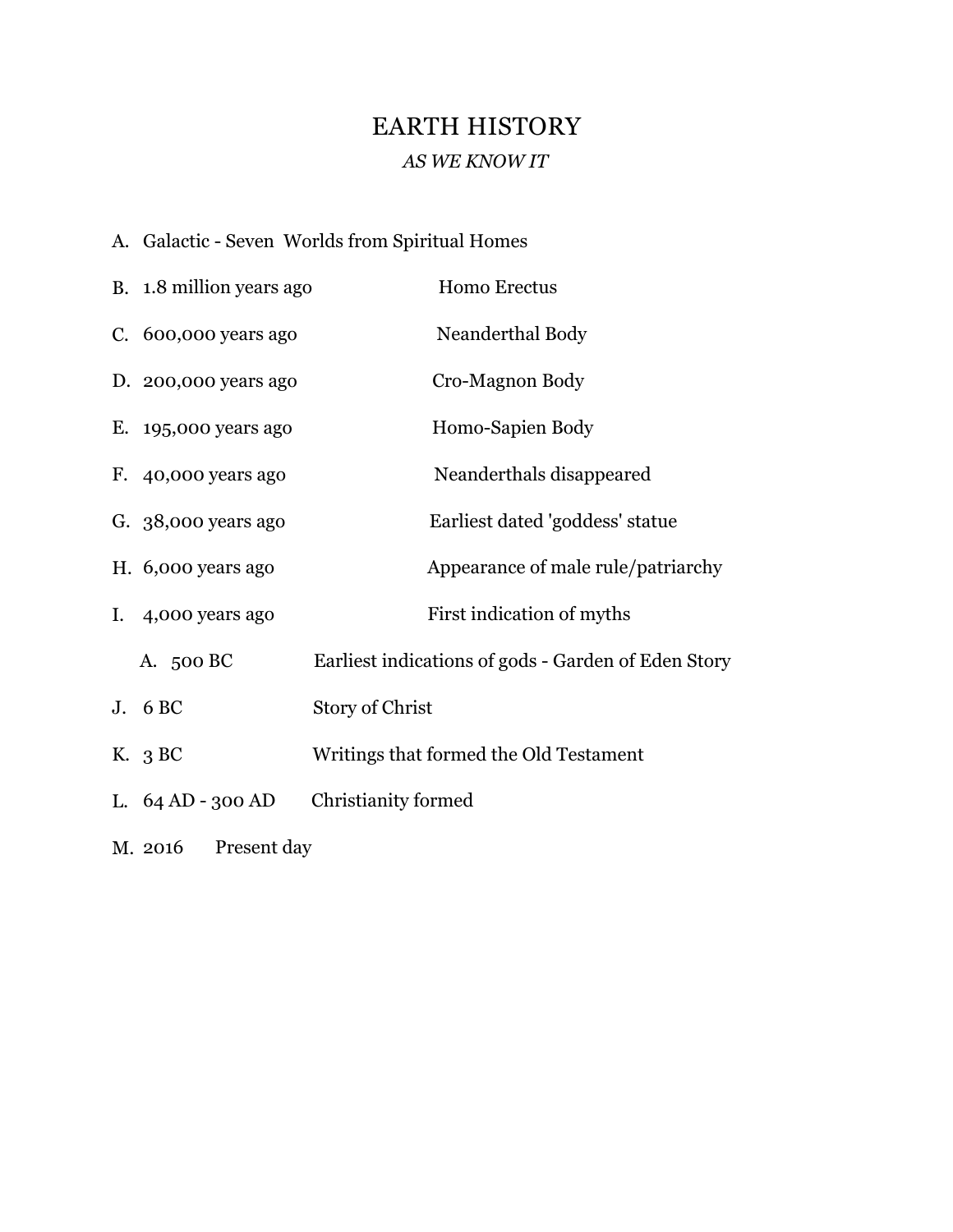# EARTH HISTORY

*AS WE KNOW IT*

A. Galactic - Seven Worlds from Spiritual Homes

B. 1.8 million years ago Homo Erectus

C. 600,000 years ago Neanderthal Body

D. 200,000 years ago Cro-Magnon Body

E. 195,000 years ago Homo-Sapien Body

F. 40,000 years ago Neanderthals disappeared

G. 38,000 years ago Earliest dated 'goddess' statue

H. 6,000 years ago Appearance of male rule/patriarchy

I. 4,000 years ago First indication of myths

   A. 500 BC Earliest indications of gods - Garden of Eden Story

J. 6 BC Story of Christ

K. 3 BC Writings that formed the Old Testament

L. 64 AD - 300 AD Christianity formed

M. 2016 Present day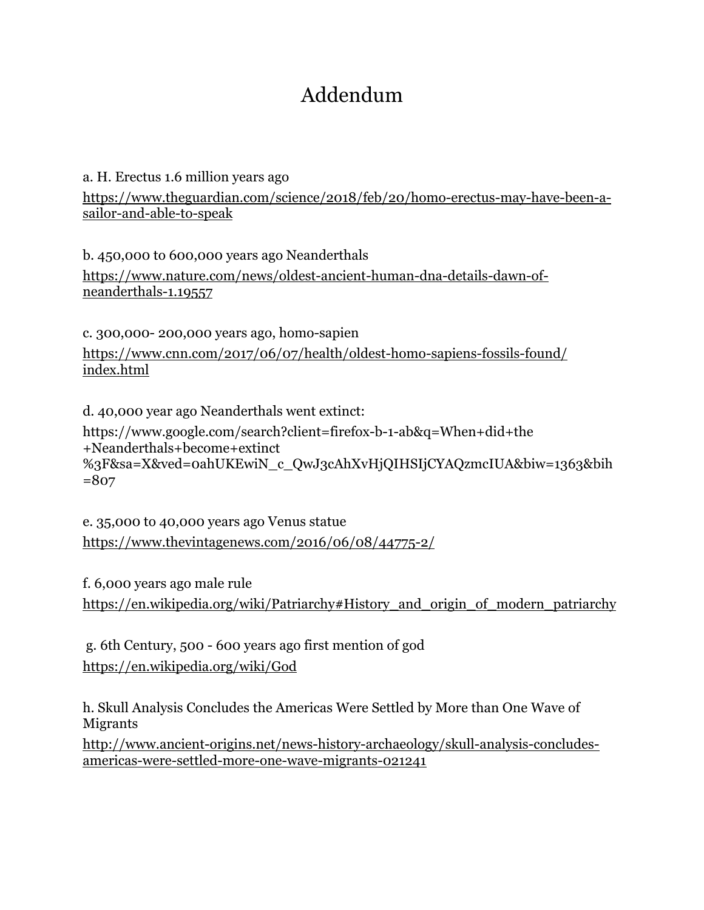# Addendum

a. H. Erectus 1.6 million years ago

https://www.theguardian.com/science/2018/feb/20/homo-erectus-may-have-been-a-sailor-and-able-to-speak

b. 450,000 to 600,000 years ago Neanderthals

https://www.nature.com/news/oldest-ancient-human-dna-details-dawn-of-neanderthals-1.19557

c. 300,000- 200,000 years ago, homo-sapien

https://www.cnn.com/2017/06/07/health/oldest-homo-sapiens-fossils-found/index.html

d. 40,000 year ago Neanderthals went extinct:

https://www.google.com/search?client=firefox-b-1-ab&q=When+did+the+Neanderthals+become+extinct%3F&sa=X&ved=0ahUKEwiN_c_QwJ3cAhXvHjQIHSIjCYAQzmcIUA&biw=1363&bih=807

e. 35,000 to 40,000 years ago Venus statue

https://www.thevintagenews.com/2016/06/08/44775-2/

f. 6,000 years ago male rule

https://en.wikipedia.org/wiki/Patriarchy#History_and_origin_of_modern_patriarchy

g. 6th Century, 500 - 600 years ago first mention of god

https://en.wikipedia.org/wiki/God

h. Skull Analysis Concludes the Americas Were Settled by More than One Wave of Migrants

http://www.ancient-origins.net/news-history-archaeology/skull-analysis-concludes-americas-were-settled-more-one-wave-migrants-021241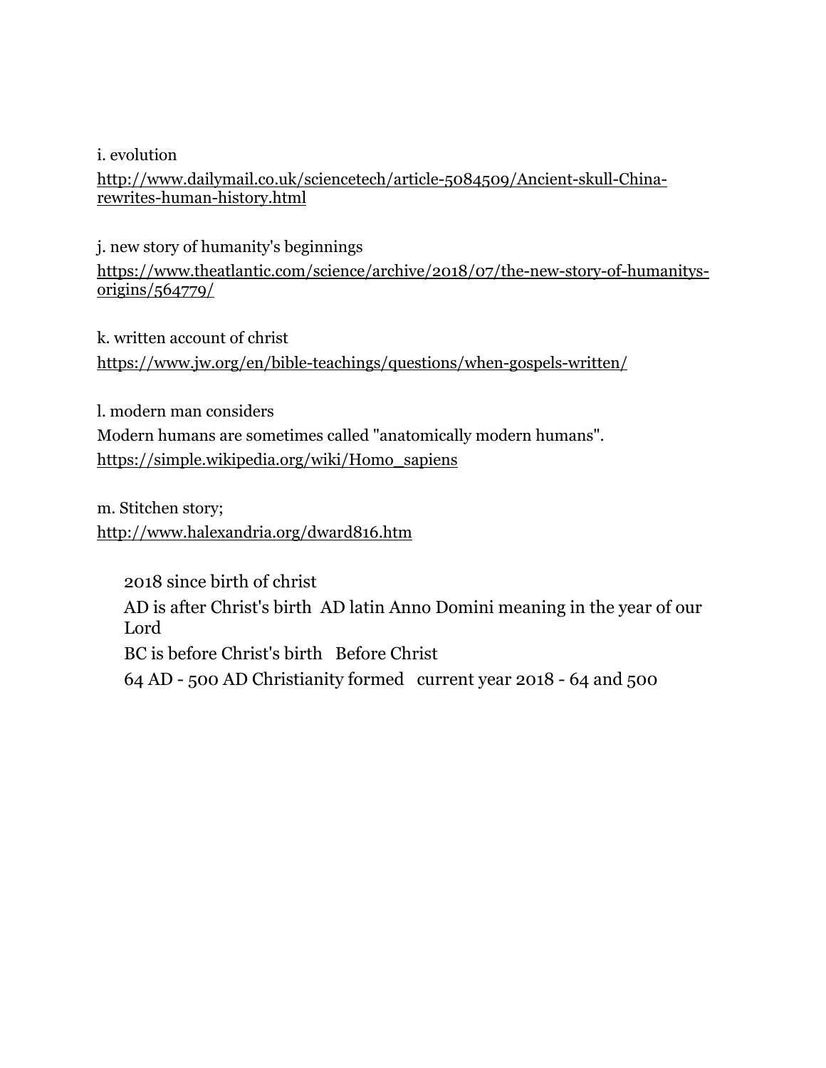i. evolution

http://www.dailymail.co.uk/sciencetech/article-5084509/Ancient-skull-China-rewrites-human-history.html

j. new story of humanity's beginnings

https://www.theatlantic.com/science/archive/2018/07/the-new-story-of-humanitys-origins/564779/

k. written account of christ

https://www.jw.org/en/bible-teachings/questions/when-gospels-written/

l. modern man considers

Modern humans are sometimes called "anatomically modern humans".

https://simple.wikipedia.org/wiki/Homo_sapiens

m. Stitchen story;

http://www.halexandria.org/dward816.htm

2018 since birth of christ

AD is after Christ's birth  AD latin Anno Domini meaning in the year of our Lord

BC is before Christ's birth   Before Christ

64 AD - 500 AD Christianity formed   current year 2018 - 64 and 500